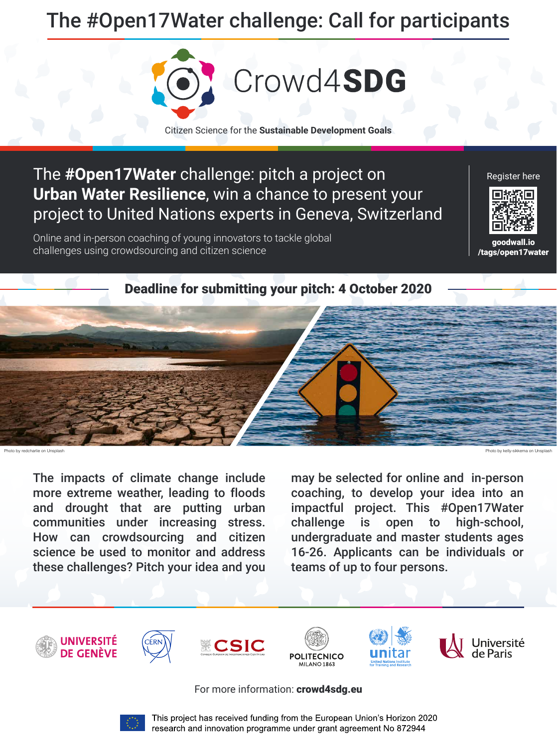# The #Open17Water challenge: Call for participants

Crowd4**SDG**

Citizen Science for the **Sustainable Development Goals**

## The **#Open17Water** challenge: pitch a project on **Urban Water Resilience**, win a chance to present your project to United Nations experts in Geneva, Switzerland

Online and in-person coaching of young innovators to tackle global challenges using crowdsourcing and citizen science

Register here

**goodwall.io /tags/open17water**

**Deadline for submitting your pitch: 4 October 2020**

Photo by redcharlie on Unsplash

Photo by kelly-sikkema on Unsplash

The impacts of climate change include more extreme weather, leading to floods and drought that are putting urban communities under increasing stress. How can crowdsourcing and citizen science be used to monitor and address these challenges? Pitch your idea and you may be selected for online and in-person coaching, to develop your idea into an impactful project. This #Open17Water challenge is open to high-school, undergraduate and master students ages 16-26. Applicants can be individuals or teams of up to four persons.

UNIVERSITÉ DE GENÈVE | CERN | CSIC | POLITECNICO MILANO 1863 | unitar | Université de Paris

For more information: **crowd4sdg.eu**

This project has received funding from the European Union's Horizon 2020 research and innovation programme under grant agreement No 872944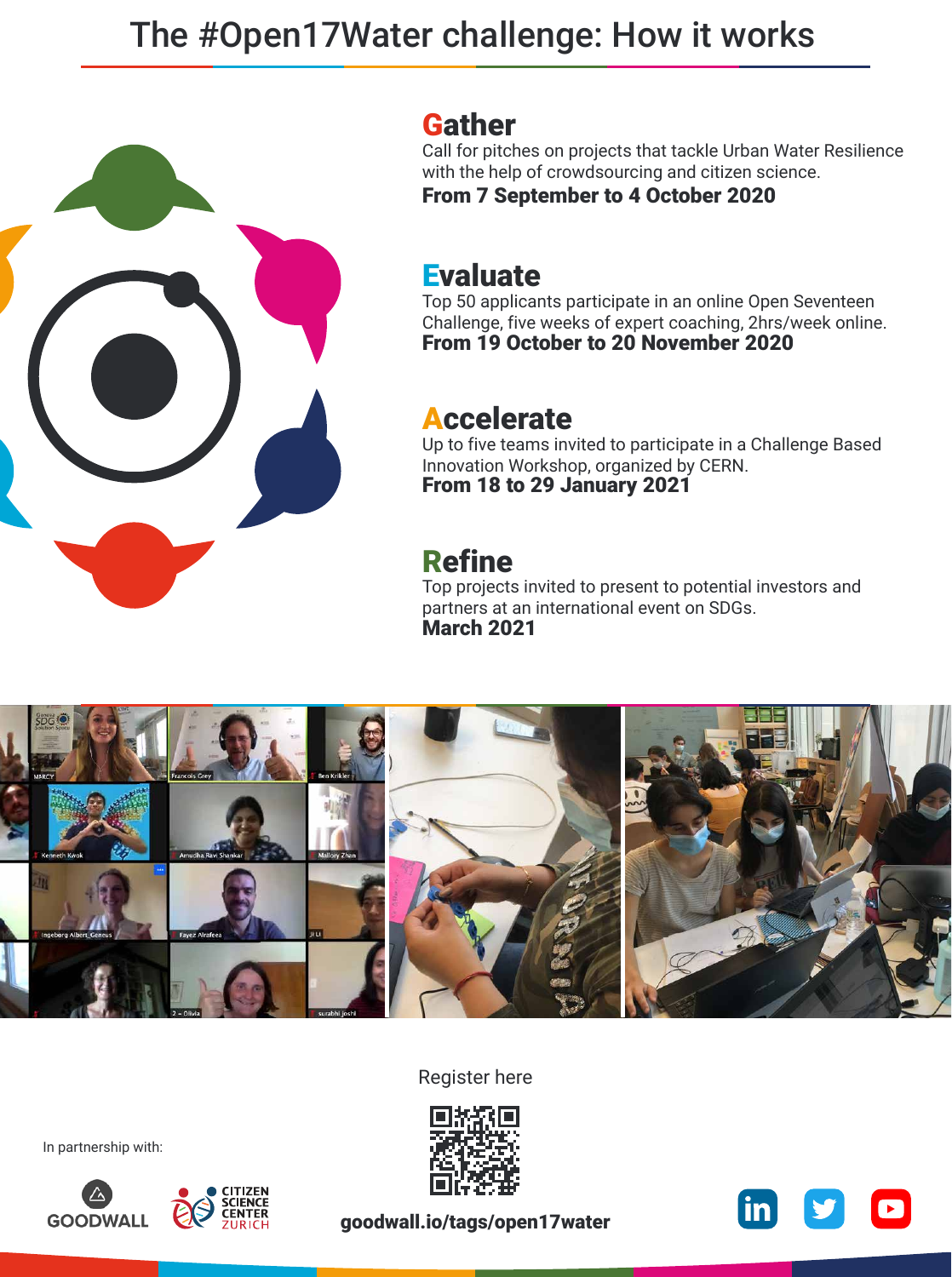# The #Open17Water challenge: How it works

## Gather

Call for pitches on projects that tackle Urban Water Resilience with the help of crowdsourcing and citizen science.

**From 7 September to 4 October 2020**

## Evaluate

Top 50 applicants participate in an online Open Seventeen Challenge, five weeks of expert coaching, 2hrs/week online.

**From 19 October to 20 November 2020**

## Accelerate

Up to five teams invited to participate in a Challenge Based Innovation Workshop, organized by CERN.

**From 18 to 29 January 2021**

## Refine

Top projects invited to present to potential investors and partners at an international event on SDGs.

**March 2021**

Register here

**goodwall.io/tags/open17water**

In partnership with:

GOODWALL

CITIZEN SCIENCE CENTER ZURICH